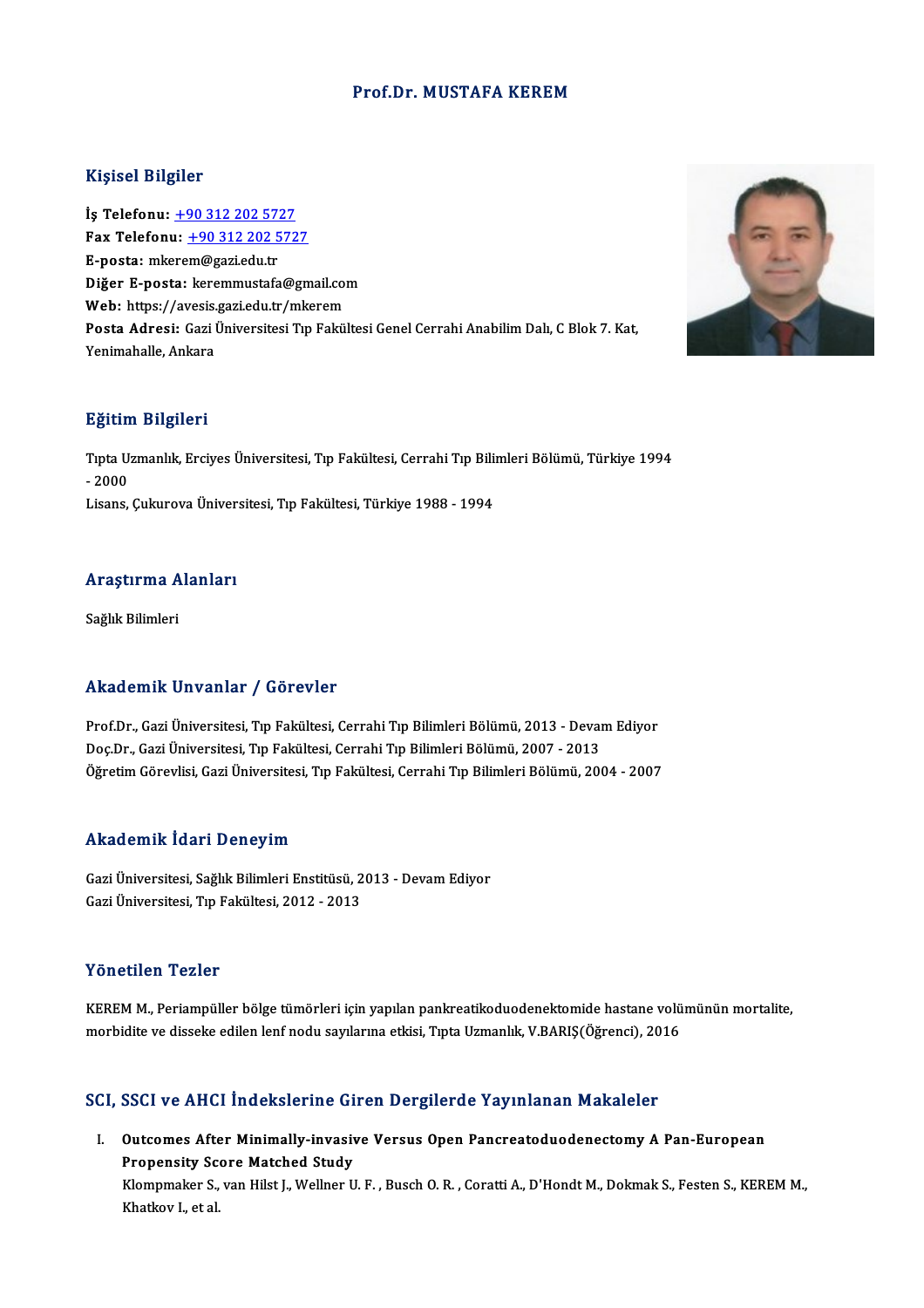# Prof.Dr. MUSTAFA KEREM

## Kişisel Bilgiler

**İş Telefonu:** +90 312 202 5727
**Fax Telefonu:** +90 312 202 5727
**E-posta:** mkerem@gazi.edu.tr
**Diğer E-posta:** keremmustafa@gmail.com
**Web:** https://avesis.gazi.edu.tr/mkerem
**Posta Adresi:** Gazi Üniversitesi Tıp Fakültesi Genel Cerrahi Anabilim Dalı, C Blok 7. Kat, Yenimahalle, Ankara

## Eğitim Bilgileri

Tıpta Uzmanlık, Erciyes Üniversitesi, Tıp Fakültesi, Cerrahi Tıp Bilimleri Bölümü, Türkiye 1994 - 2000
Lisans, Çukurova Üniversitesi, Tıp Fakültesi, Türkiye 1988 - 1994

## Araştırma Alanları

Sağlık Bilimleri

## Akademik Unvanlar / Görevler

Prof.Dr., Gazi Üniversitesi, Tıp Fakültesi, Cerrahi Tıp Bilimleri Bölümü, 2013 - Devam Ediyor
Doç.Dr., Gazi Üniversitesi, Tıp Fakültesi, Cerrahi Tıp Bilimleri Bölümü, 2007 - 2013
Öğretim Görevlisi, Gazi Üniversitesi, Tıp Fakültesi, Cerrahi Tıp Bilimleri Bölümü, 2004 - 2007

## Akademik İdari Deneyim

Gazi Üniversitesi, Sağlık Bilimleri Enstitüsü, 2013 - Devam Ediyor
Gazi Üniversitesi, Tıp Fakültesi, 2012 - 2013

## Yönetilen Tezler

KEREM M., Periampüller bölge tümörleri için yapılan pankreatikoduodenektomide hastane volümünün mortalite, morbidite ve disseke edilen lenf nodu sayılarına etkisi, Tıpta Uzmanlık, V.BARIŞ(Öğrenci), 2016

## SCI, SSCI ve AHCI İndekslerine Giren Dergilerde Yayınlanan Makaleler

I. **Outcomes After Minimally-invasive Versus Open Pancreatoduodenectomy A Pan-European Propensity Score Matched Study**
   Klompmaker S., van Hilst J., Wellner U. F. , Busch O. R. , Coratti A., D'Hondt M., Dokmak S., Festen S., KEREM M., Khatkov I., et al.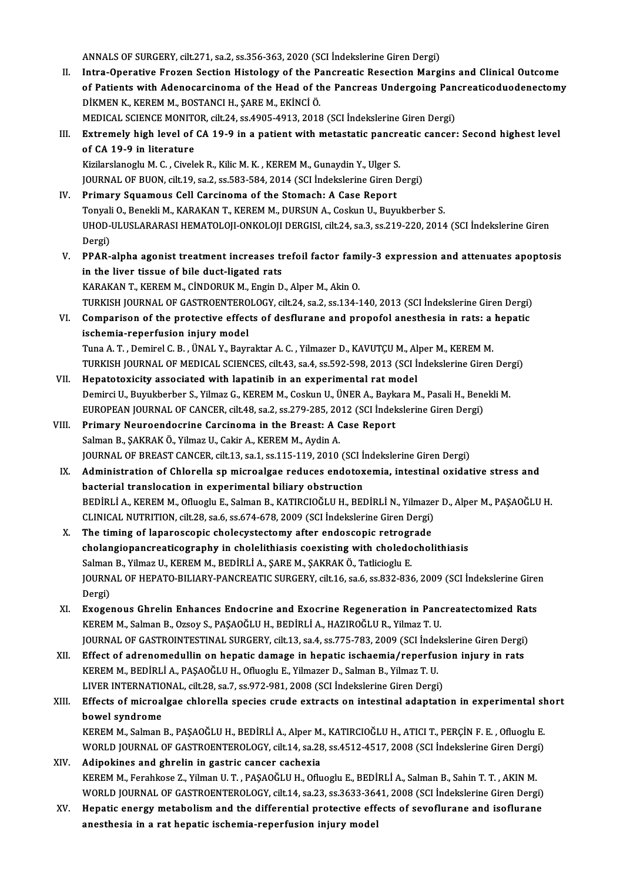ANNALS OF SURGERY, cilt.271, sa.2, ss.356-363, 2020 (SCI İndekslerine Giren Dergi)

II. **Intra-Operative Frozen Section Histology of the Pancreatic Resection Margins and Clinical Outcome of Patients with Adenocarcinoma of the Head of the Pancreas Undergoing Pancreaticoduodenectomy**
DİKMEN K., KEREM M., BOSTANCI H., ŞARE M., EKİNCİ Ö.
MEDICAL SCIENCE MONITOR, cilt.24, ss.4905-4913, 2018 (SCI İndekslerine Giren Dergi)

III. **Extremely high level of CA 19-9 in a patient with metastatic pancreatic cancer: Second highest level of CA 19-9 in literature**
Kizilarslanoglu M. C. , Civelek R., Kilic M. K. , KEREM M., Gunaydin Y., Ulger S.
JOURNAL OF BUON, cilt.19, sa.2, ss.583-584, 2014 (SCI İndekslerine Giren Dergi)

IV. **Primary Squamous Cell Carcinoma of the Stomach: A Case Report**
Tonyali O., Benekli M., KARAKAN T., KEREM M., DURSUN A., Coskun U., Buyukberber S.
UHOD-ULUSLARARASI HEMATOLOJI-ONKOLOJI DERGISI, cilt.24, sa.3, ss.219-220, 2014 (SCI İndekslerine Giren Dergi)

V. **PPAR-alpha agonist treatment increases trefoil factor family-3 expression and attenuates apoptosis in the liver tissue of bile duct-ligated rats**
KARAKAN T., KEREM M., CİNDORUK M., Engin D., Alper M., Akin O.
TURKISH JOURNAL OF GASTROENTEROLOGY, cilt.24, sa.2, ss.134-140, 2013 (SCI İndekslerine Giren Dergi)

VI. **Comparison of the protective effects of desflurane and propofol anesthesia in rats: a hepatic ischemia-reperfusion injury model**
Tuna A. T. , Demirel C. B. , ÜNAL Y., Bayraktar A. C. , Yilmazer D., KAVUTÇU M., Alper M., KEREM M.
TURKISH JOURNAL OF MEDICAL SCIENCES, cilt.43, sa.4, ss.592-598, 2013 (SCI İndekslerine Giren Dergi)

VII. **Hepatotoxicity associated with lapatinib in an experimental rat model**
Demirci U., Buyukberber S., Yilmaz G., KEREM M., Coskun U., ÜNER A., Baykara M., Pasali H., Benekli M.
EUROPEAN JOURNAL OF CANCER, cilt.48, sa.2, ss.279-285, 2012 (SCI İndekslerine Giren Dergi)

VIII. **Primary Neuroendocrine Carcinoma in the Breast: A Case Report**
Salman B., ŞAKRAK Ö., Yilmaz U., Cakir A., KEREM M., Aydin A.
JOURNAL OF BREAST CANCER, cilt.13, sa.1, ss.115-119, 2010 (SCI İndekslerine Giren Dergi)

IX. **Administration of Chlorella sp microalgae reduces endotoxemia, intestinal oxidative stress and bacterial translocation in experimental biliary obstruction**
BEDİRLİ A., KEREM M., Ofluoglu E., Salman B., KATIRCIOĞLU H., BEDİRLİ N., Yilmazer D., Alper M., PAŞAOĞLU H.
CLINICAL NUTRITION, cilt.28, sa.6, ss.674-678, 2009 (SCI İndekslerine Giren Dergi)

X. **The timing of laparoscopic cholecystectomy after endoscopic retrograde cholangiopancreaticography in cholelithiasis coexisting with choledocholithiasis**
Salman B., Yilmaz U., KEREM M., BEDİRLİ A., ŞARE M., ŞAKRAK Ö., Tatlicioglu E.
JOURNAL OF HEPATO-BILIARY-PANCREATIC SURGERY, cilt.16, sa.6, ss.832-836, 2009 (SCI İndekslerine Giren Dergi)

XI. **Exogenous Ghrelin Enhances Endocrine and Exocrine Regeneration in Pancreatectomized Rats**
KEREM M., Salman B., Ozsoy S., PAŞAOĞLU H., BEDİRLİ A., HAZIROĞLU R., Yilmaz T. U.
JOURNAL OF GASTROINTESTINAL SURGERY, cilt.13, sa.4, ss.775-783, 2009 (SCI İndekslerine Giren Dergi)

XII. **Effect of adrenomedullin on hepatic damage in hepatic ischaemia/reperfusion injury in rats**
KEREM M., BEDİRLİ A., PAŞAOĞLU H., Ofluoglu E., Yilmazer D., Salman B., Yilmaz T. U.
LIVER INTERNATIONAL, cilt.28, sa.7, ss.972-981, 2008 (SCI İndekslerine Giren Dergi)

XIII. **Effects of microalgae chlorella species crude extracts on intestinal adaptation in experimental short bowel syndrome**
KEREM M., Salman B., PAŞAOĞLU H., BEDİRLİ A., Alper M., KATIRCIOĞLU H., ATICI T., PERÇİN F. E. , Ofluoglu E.
WORLD JOURNAL OF GASTROENTEROLOGY, cilt.14, sa.28, ss.4512-4517, 2008 (SCI İndekslerine Giren Dergi)

XIV. **Adipokines and ghrelin in gastric cancer cachexia**
KEREM M., Ferahkose Z., Yilman U. T. , PAŞAOĞLU H., Ofluoglu E., BEDİRLİ A., Salman B., Sahin T. T. , AKIN M.
WORLD JOURNAL OF GASTROENTEROLOGY, cilt.14, sa.23, ss.3633-3641, 2008 (SCI İndekslerine Giren Dergi)

XV. **Hepatic energy metabolism and the differential protective effects of sevoflurane and isoflurane anesthesia in a rat hepatic ischemia-reperfusion injury model**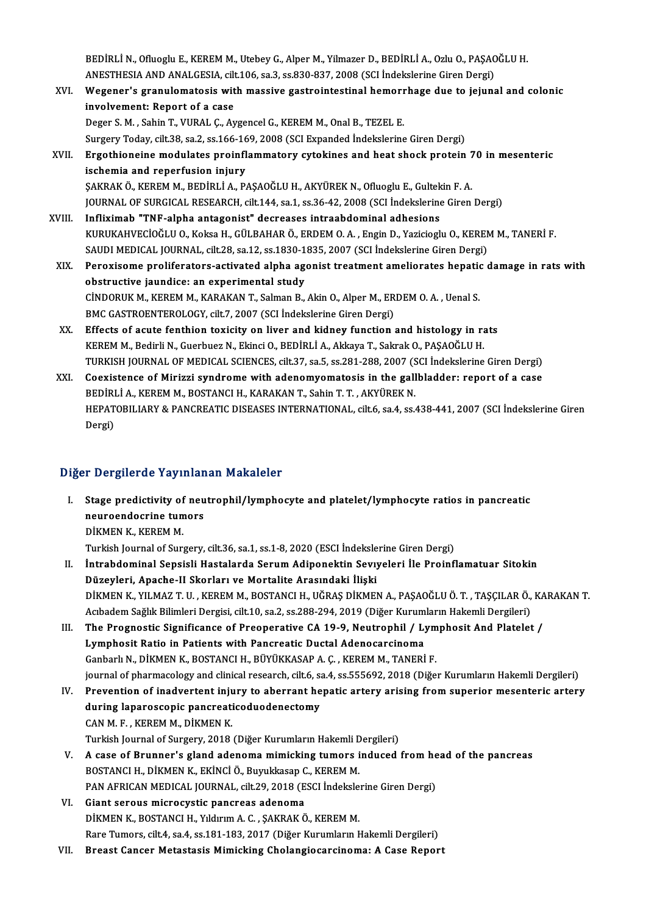BEDİRLİ N., Ofluoglu E., KEREM M., Utebey G., Alper M., Yilmazer D., BEDİRLİ A., Ozlu O., PAŞAOĞLU H.
ANESTHESIA AND ANALGESIA, cilt.106, sa.3, ss.830-837, 2008 (SCI İndekslerine Giren Dergi)

XVI. **Wegener's granulomatosis with massive gastrointestinal hemorrhage due to jejunal and colonic involvement: Report of a case**
Deger S. M. , Sahin T., VURAL Ç., Aygencel G., KEREM M., Onal B., TEZEL E.
Surgery Today, cilt.38, sa.2, ss.166-169, 2008 (SCI Expanded İndekslerine Giren Dergi)

XVII. **Ergothioneine modulates proinflammatory cytokines and heat shock protein 70 in mesenteric ischemia and reperfusion injury**
ŞAKRAK Ö., KEREM M., BEDİRLİ A., PAŞAOĞLU H., AKYÜREK N., Ofluoglu E., Gultekin F. A.
JOURNAL OF SURGICAL RESEARCH, cilt.144, sa.1, ss.36-42, 2008 (SCI İndekslerine Giren Dergi)

XVIII. **Infliximab "TNF-alpha antagonist" decreases intraabdominal adhesions**
KURUKAHVECİOĞLU O., Koksa H., GÜLBAHAR Ö., ERDEM O. A. , Engin D., Yazicioglu O., KEREM M., TANERİ F.
SAUDI MEDICAL JOURNAL, cilt.28, sa.12, ss.1830-1835, 2007 (SCI İndekslerine Giren Dergi)

XIX. **Peroxisome proliferators-activated alpha agonist treatment ameliorates hepatic damage in rats with obstructive jaundice: an experimental study**
CİNDORUK M., KEREM M., KARAKAN T., Salman B., Akin O., Alper M., ERDEM O. A. , Uenal S.
BMC GASTROENTEROLOGY, cilt.7, 2007 (SCI İndekslerine Giren Dergi)

XX. **Effects of acute fenthion toxicity on liver and kidney function and histology in rats**
KEREM M., Bedirli N., Guerbuez N., Ekinci O., BEDİRLİ A., Akkaya T., Sakrak O., PAŞAOĞLU H.
TURKISH JOURNAL OF MEDICAL SCIENCES, cilt.37, sa.5, ss.281-288, 2007 (SCI İndekslerine Giren Dergi)

XXI. **Coexistence of Mirizzi syndrome with adenomyomatosis in the gallbladder: report of a case**
BEDİRLİ A., KEREM M., BOSTANCI H., KARAKAN T., Sahin T. T. , AKYÜREK N.
HEPATOBILIARY & PANCREATIC DISEASES INTERNATIONAL, cilt.6, sa.4, ss.438-441, 2007 (SCI İndekslerine Giren Dergi)

## Diğer Dergilerde Yayınlanan Makaleler

I. **Stage predictivity of neutrophil/lymphocyte and platelet/lymphocyte ratios in pancreatic neuroendocrine tumors**
DİKMEN K., KEREM M.
Turkish Journal of Surgery, cilt.36, sa.1, ss.1-8, 2020 (ESCI İndekslerine Giren Dergi)

II. **İntrabdominal Sepsisli Hastalarda Serum Adiponektin Seviyeleri İle Proinflamatuar Sitokin Düzeyleri, Apache-II Skorları ve Mortalite Arasındaki İlişki**
DİKMEN K., YILMAZ T. U. , KEREM M., BOSTANCI H., UĞRAŞ DİKMEN A., PAŞAOĞLU Ö. T. , TAŞÇILAR Ö., KARAKAN T.
Acıbadem Sağlık Bilimleri Dergisi, cilt.10, sa.2, ss.288-294, 2019 (Diğer Kurumların Hakemli Dergileri)

III. **The Prognostic Significance of Preoperative CA 19-9, Neutrophil / Lymphosit And Platelet / Lymphosit Ratio in Patients with Pancreatic Ductal Adenocarcinoma**
Ganbarlı N., DİKMEN K., BOSTANCI H., BÜYÜKKASAP A. Ç. , KEREM M., TANERİ F.
journal of pharmacology and clinical research, cilt.6, sa.4, ss.555692, 2018 (Diğer Kurumların Hakemli Dergileri)

IV. **Prevention of inadvertent injury to aberrant hepatic artery arising from superior mesenteric artery during laparoscopic pancreaticoduodenectomy**
CAN M. F. , KEREM M., DİKMEN K.
Turkish Journal of Surgery, 2018 (Diğer Kurumların Hakemli Dergileri)

V. **A case of Brunner's gland adenoma mimicking tumors induced from head of the pancreas**
BOSTANCI H., DİKMEN K., EKİNCİ Ö., Buyukkasap C., KEREM M.
PAN AFRICAN MEDICAL JOURNAL, cilt.29, 2018 (ESCI İndekslerine Giren Dergi)

VI. **Giant serous microcystic pancreas adenoma**
DİKMEN K., BOSTANCI H., Yıldırım A. C. , ŞAKRAK Ö., KEREM M.
Rare Tumors, cilt.4, sa.4, ss.181-183, 2017 (Diğer Kurumların Hakemli Dergileri)

VII. **Breast Cancer Metastasis Mimicking Cholangiocarcinoma: A Case Report**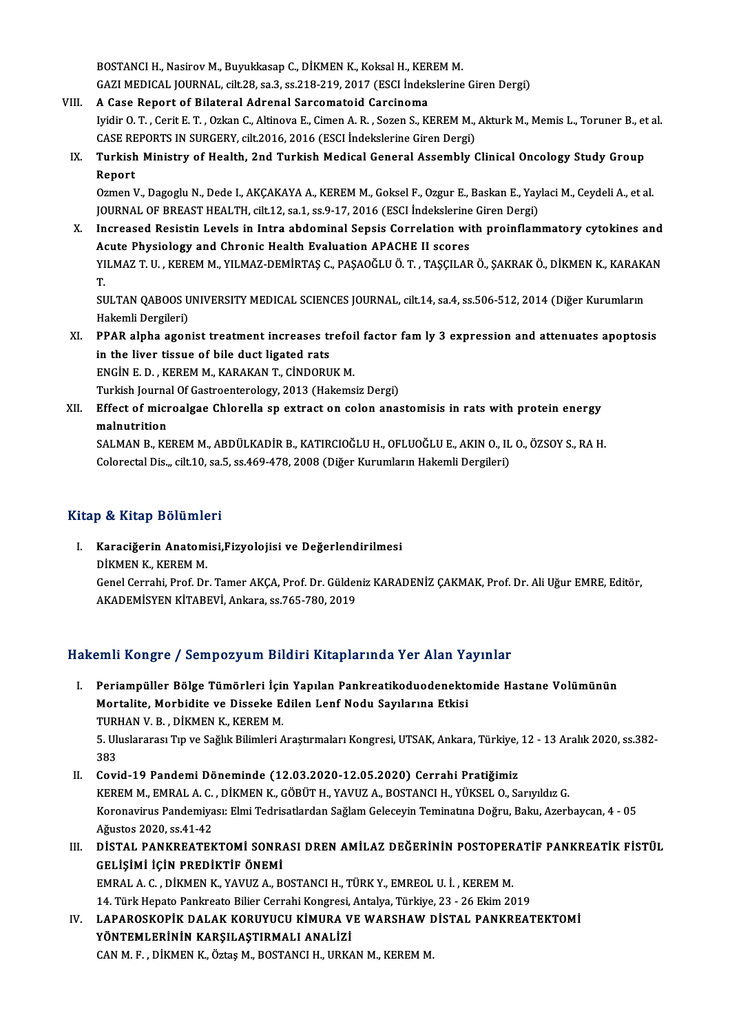BOSTANCI H., Nasirov M., Buyukkasap C., DİKMEN K., Koksal H., KEREM M.
GAZI MEDICAL JOURNAL, cilt.28, sa.3, ss.218-219, 2017 (ESCI İndekslerine Giren Dergi)

VIII. **A Case Report of Bilateral Adrenal Sarcomatoid Carcinoma**
Iyidir O. T. , Cerit E. T. , Ozkan C., Altinova E., Cimen A. R. , Sozen S., KEREM M., Akturk M., Memis L., Toruner B., et al.
CASE REPORTS IN SURGERY, cilt.2016, 2016 (ESCI İndekslerine Giren Dergi)

IX. **Turkish Ministry of Health, 2nd Turkish Medical General Assembly Clinical Oncology Study Group Report**
Ozmen V., Dagoglu N., Dede I., AKÇAKAYA A., KEREM M., Goksel F., Ozgur E., Baskan E., Yaylaci M., Ceydeli A., et al.
JOURNAL OF BREAST HEALTH, cilt.12, sa.1, ss.9-17, 2016 (ESCI İndekslerine Giren Dergi)

X. **Increased Resistin Levels in Intra abdominal Sepsis Correlation with proinflammatory cytokines and Acute Physiology and Chronic Health Evaluation APACHE II scores**
YILMAZ T. U. , KEREM M., YILMAZ-DEMİRTAŞ C., PAŞAOĞLU Ö. T. , TAŞÇILAR Ö., ŞAKRAK Ö., DİKMEN K., KARAKAN T.
SULTAN QABOOS UNIVERSITY MEDICAL SCIENCES JOURNAL, cilt.14, sa.4, ss.506-512, 2014 (Diğer Kurumların Hakemli Dergileri)

XI. **PPAR alpha agonist treatment increases trefoil factor fam ly 3 expression and attenuates apoptosis in the liver tissue of bile duct ligated rats**
ENGİN E. D. , KEREM M., KARAKAN T., CİNDORUK M.
Turkish Journal Of Gastroenterology, 2013 (Hakemsiz Dergi)

XII. **Effect of microalgae Chlorella sp extract on colon anastomisis in rats with protein energy malnutrition**
SALMAN B., KEREM M., ABDÜLKADİR B., KATIRCIOĞLU H., OFLUOĞLU E., AKIN O., IL O., ÖZSOY S., RA H.
Colorectal Dis.,, cilt.10, sa.5, ss.469-478, 2008 (Diğer Kurumların Hakemli Dergileri)

## Kitap & Kitap Bölümleri

I. **Karaciğerin Anatomisi,Fizyolojisi ve Değerlendirilmesi**
DİKMEN K., KEREM M.
Genel Cerrahi, Prof. Dr. Tamer AKÇA, Prof. Dr. Güldeniz KARADENİZ ÇAKMAK, Prof. Dr. Ali Uğur EMRE, Editör, AKADEMİSYEN KİTABEVİ, Ankara, ss.765-780, 2019

## Hakemli Kongre / Sempozyum Bildiri Kitaplarında Yer Alan Yayınlar

I. **Periampüller Bölge Tümörleri İçin Yapılan Pankreatikoduodenektomide Hastane Volümünün Mortalite, Morbidite ve Disseke Edilen Lenf Nodu Sayılarına Etkisi**
TURHAN V. B. , DİKMEN K., KEREM M.
5. Uluslararası Tıp ve Sağlık Bilimleri Araştırmaları Kongresi, UTSAK, Ankara, Türkiye, 12 - 13 Aralık 2020, ss.382-383

II. **Covid-19 Pandemi Döneminde (12.03.2020-12.05.2020) Cerrahi Pratiğimiz**
KEREM M., EMRAL A. C. , DİKMEN K., GÖBÜT H., YAVUZ A., BOSTANCI H., YÜKSEL O., Sarıyıldız G.
Koronavirus Pandemiyası: Elmi Tedrisatlardan Sağlam Geleceyin Teminatına Doğru, Baku, Azerbaycan, 4 - 05 Ağustos 2020, ss.41-42

III. **DİSTAL PANKREATEKTOMİ SONRASI DREN AMİLAZ DEĞERİNİN POSTOPERATİF PANKREATİK FİSTÜL GELİŞİMİ İÇİN PREDİKTİF ÖNEMİ**
EMRAL A. C. , DİKMEN K., YAVUZ A., BOSTANCI H., TÜRK Y., EMREOL U. İ. , KEREM M.
14. Türk Hepato Pankreato Bilier Cerrahi Kongresi, Antalya, Türkiye, 23 - 26 Ekim 2019

IV. **LAPAROSKOPİK DALAK KORUYUCU KİMURA VE WARSHAW DİSTAL PANKREATEKTOMİ YÖNTEMLERİNİN KARŞILAŞTIRMALI ANALİZİ**
CAN M. F. , DİKMEN K., Öztaş M., BOSTANCI H., URKAN M., KEREM M.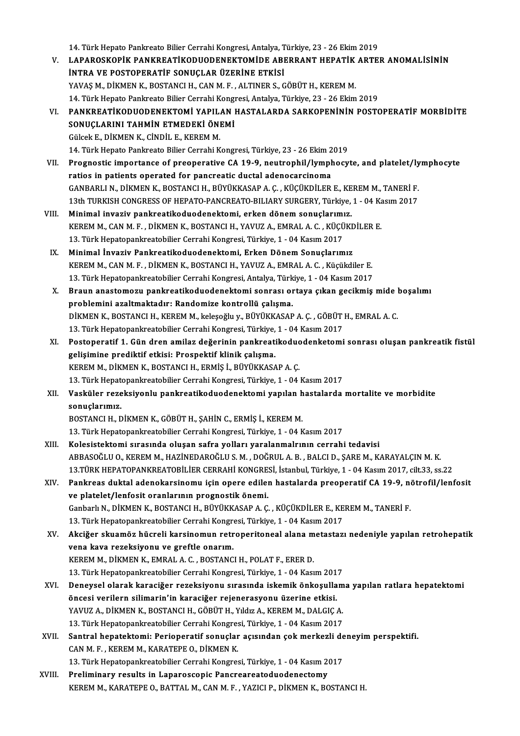14. Türk Hepato Pankreato Bilier Cerrahi Kongresi, Antalya, Türkiye, 23 - 26 Ekim 2019

V. **LAPAROSKOPİK PANKREATİKODUODENEKTOMİDE ABERRANT HEPATİK ARTER ANOMALİSİNİN İNTRA VE POSTOPERATİF SONUÇLAR ÜZERİNE ETKİSİ**
   YAVAŞ M., DİKMEN K., BOSTANCI H., CAN M. F. , ALTINER S., GÖBÜT H., KEREM M.
   14. Türk Hepato Pankreato Bilier Cerrahi Kongresi, Antalya, Türkiye, 23 - 26 Ekim 2019

VI. **PANKREATİKODUODENEKTOMİ YAPILAN HASTALARDA SARKOPENİNİN POSTOPERATİF MORBİDİTE SONUÇLARINI TAHMİN ETMEDEKİ ÖNEMİ**
   Gülcek E., DİKMEN K., CİNDİL E., KEREM M.
   14. Türk Hepato Pankreato Bilier Cerrahi Kongresi, Türkiye, 23 - 26 Ekim 2019

VII. **Prognostic importance of preoperative CA 19-9, neutrophil/lymphocyte, and platelet/lymphocyte ratios in patients operated for pancreatic ductal adenocarcinoma**
   GANBARLI N., DİKMEN K., BOSTANCI H., BÜYÜKKASAP A. Ç. , KÜÇÜKDİLER E., KEREM M., TANERİ F.
   13th TURKISH CONGRESS OF HEPATO-PANCREATO-BILIARY SURGERY, Türkiye, 1 - 04 Kasım 2017

VIII. **Minimal invaziv pankreatikoduodenektomi, erken dönem sonuçlarımız.**
   KEREM M., CAN M. F. , DİKMEN K., BOSTANCI H., YAVUZ A., EMRAL A. C. , KÜÇÜKDİLER E.
   13. Türk Hepatopankreatobilier Cerrahi Kongresi, Türkiye, 1 - 04 Kasım 2017

IX. **Minimal İnvaziv Pankreatikoduodenektomi, Erken Dönem Sonuçlarımız**
   KEREM M., CAN M. F. , DİKMEN K., BOSTANCI H., YAVUZ A., EMRAL A. C. , Küçükdiler E.
   13. Türk Hepatopankreatobilier Cerrahi Kongresi, Antalya, Türkiye, 1 - 04 Kasım 2017

X. **Braun anastomozu pankreatikoduodenektomi sonrası ortaya çıkan gecikmiş mide boşalımı problemini azaltmaktadır: Randomize kontrollü çalışma.**
   DİKMEN K., BOSTANCI H., KEREM M., keleşoğlu y., BÜYÜKKASAP A. Ç. , GÖBÜT H., EMRAL A. C.
   13. Türk Hepatopankreatobilier Cerrahi Kongresi, Türkiye, 1 - 04 Kasım 2017

XI. **Postoperatif 1. Gün dren amilaz değerinin pankreatikoduodenketomi sonrası oluşan pankreatik fistül gelişimine prediktif etkisi: Prospektif klinik çalışma.**
   KEREM M., DİKMEN K., BOSTANCI H., ERMİŞ İ., BÜYÜKKASAP A. Ç.
   13. Türk Hepatopankreatobilier Cerrahi Kongresi, Türkiye, 1 - 04 Kasım 2017

XII. **Vasküler rezeksiyonlu pankreatikoduodenektomi yapılan hastalarda mortalite ve morbidite sonuçlarımız.**
   BOSTANCI H., DİKMEN K., GÖBÜT H., ŞAHİN C., ERMİŞ İ., KEREM M.
   13. Türk Hepatopankreatobilier Cerrahi Kongresi, Türkiye, 1 - 04 Kasım 2017

XIII. **Kolesistektomi sırasında oluşan safra yolları yaralanmalrının cerrahi tedavisi**
   ABBASOĞLU O., KEREM M., HAZİNEDAROĞLU S. M. , DOĞRUL A. B. , BALCI D., ŞARE M., KARAYALÇIN M. K.
   13.TÜRK HEPATOPANKREATOBİLİER CERRAHİ KONGRESİ, İstanbul, Türkiye, 1 - 04 Kasım 2017, cilt.33, ss.22

XIV. **Pankreas duktal adenokarsinomu için opere edilen hastalarda preoperatif CA 19-9, nötrofil/lenfosit ve platelet/lenfosit oranlarının prognostik önemi.**
   Ganbarlı N., DİKMEN K., BOSTANCI H., BÜYÜKKASAP A. Ç. , KÜÇÜKDİLER E., KEREM M., TANERİ F.
   13. Türk Hepatopankreatobilier Cerrahi Kongresi, Türkiye, 1 - 04 Kasım 2017

XV. **Akciğer skuamöz hücreli karsinomun retroperitoneal alana metastazı nedeniyle yapılan retrohepatik vena kava rezeksiyonu ve greftle onarım.**
   KEREM M., DİKMEN K., EMRAL A. C. , BOSTANCI H., POLAT F., ERER D.
   13. Türk Hepatopankreatobilier Cerrahi Kongresi, Türkiye, 1 - 04 Kasım 2017

XVI. **Deneysel olarak karaciğer rezeksiyonu sırasında iskemik önkoşullama yapılan ratlara hepatektomi öncesi verilern silimarin'in karaciğer rejenerasyonu üzerine etkisi.**
   YAVUZ A., DİKMEN K., BOSTANCI H., GÖBÜT H., Yıldız A., KEREM M., DALGIÇ A.
   13. Türk Hepatopankreatobilier Cerrahi Kongresi, Türkiye, 1 - 04 Kasım 2017

XVII. **Santral hepatektomi: Perioperatif sonuçlar açısından çok merkezli deneyim perspektifi.**
   CAN M. F. , KEREM M., KARATEPE O., DİKMEN K.
   13. Türk Hepatopankreatobilier Cerrahi Kongresi, Türkiye, 1 - 04 Kasım 2017

XVIII. **Preliminary results in Laparoscopic Pancreareatoduodenectomy**
   KEREM M., KARATEPE O., BATTAL M., CAN M. F. , YAZICI P., DİKMEN K., BOSTANCI H.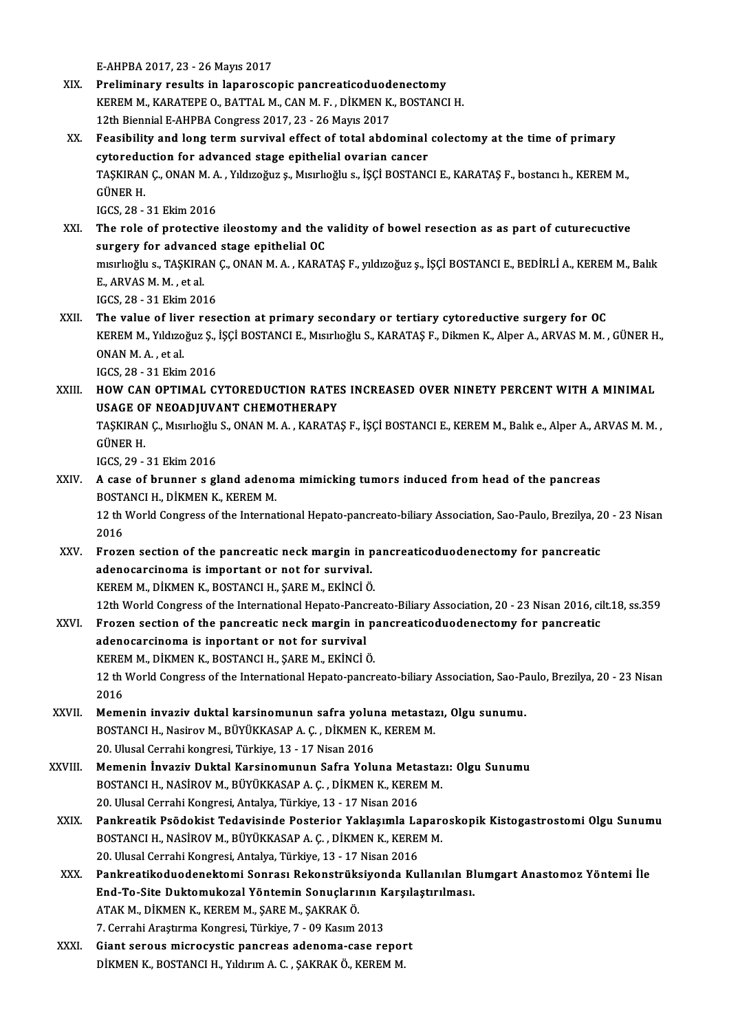E-AHPBA 2017, 23 - 26 Mayıs 2017

XIX. **Preliminary results in laparoscopic pancreaticoduodenectomy**
KEREM M., KARATEPE O., BATTAL M., CAN M. F. , DİKMEN K., BOSTANCI H.
12th Biennial E-AHPBA Congress 2017, 23 - 26 Mayıs 2017

XX. **Feasibility and long term survival effect of total abdominal colectomy at the time of primary cytoreduction for advanced stage epithelial ovarian cancer**
TAŞKIRAN Ç., ONAN M. A. , Yıldızoğuz ş., Mısırlıoğlu s., İŞÇİ BOSTANCI E., KARATAŞ F., bostancı h., KEREM M., GÜNER H.
IGCS, 28 - 31 Ekim 2016

XXI. **The role of protective ileostomy and the validity of bowel resection as as part of cuturecuctive surgery for advanced stage epithelial OC**
mısırlıoğlu s., TAŞKIRAN Ç., ONAN M. A. , KARATAŞ F., yıldızoğuz ş., İŞÇİ BOSTANCI E., BEDİRLİ A., KEREM M., Balık E., ARVAS M. M. , et al.
IGCS, 28 - 31 Ekim 2016

XXII. **The value of liver resection at primary secondary or tertiary cytoreductive surgery for OC**
KEREM M., Yıldızoğuz Ş., İŞÇİ BOSTANCI E., Mısırlıoğlu S., KARATAŞ F., Dikmen K., Alper A., ARVAS M. M. , GÜNER H., ONAN M. A. , et al.
IGCS, 28 - 31 Ekim 2016

XXIII. **HOW CAN OPTIMAL CYTOREDUCTION RATES INCREASED OVER NINETY PERCENT WITH A MINIMAL USAGE OF NEOADJUVANT CHEMOTHERAPY**
TAŞKIRAN Ç., Mısırlıoğlu S., ONAN M. A. , KARATAŞ F., İŞÇİ BOSTANCI E., KEREM M., Balık e., Alper A., ARVAS M. M. , GÜNER H.
IGCS, 29 - 31 Ekim 2016

XXIV. **A case of brunner s gland adenoma mimicking tumors induced from head of the pancreas**
BOSTANCI H., DİKMEN K., KEREM M.
12 th World Congress of the International Hepato-pancreato-biliary Association, Sao-Paulo, Brezilya, 20 - 23 Nisan 2016

XXV. **Frozen section of the pancreatic neck margin in pancreaticoduodenectomy for pancreatic adenocarcinoma is important or not for survival.**
KEREM M., DİKMEN K., BOSTANCI H., ŞARE M., EKİNCİ Ö.
12th World Congress of the International Hepato-Pancreato-Biliary Association, 20 - 23 Nisan 2016, cilt.18, ss.359

XXVI. **Frozen section of the pancreatic neck margin in pancreaticoduodenectomy for pancreatic adenocarcinoma is inportant or not for survival**
KEREM M., DİKMEN K., BOSTANCI H., ŞARE M., EKİNCİ Ö.
12 th World Congress of the International Hepato-pancreato-biliary Association, Sao-Paulo, Brezilya, 20 - 23 Nisan 2016

XXVII. **Memenin invaziv duktal karsinomunun safra yoluna metastazı, Olgu sunumu.**
BOSTANCI H., Nasirov M., BÜYÜKKASAP A. Ç. , DİKMEN K., KEREM M.
20. Ulusal Cerrahi kongresi, Türkiye, 13 - 17 Nisan 2016

XXVIII. **Memenin İnvaziv Duktal Karsinomunun Safra Yoluna Metastazı: Olgu Sunumu**
BOSTANCI H., NASİROV M., BÜYÜKKASAP A. Ç. , DİKMEN K., KEREM M.
20. Ulusal Cerrahi Kongresi, Antalya, Türkiye, 13 - 17 Nisan 2016

XXIX. **Pankreatik Psödokist Tedavisinde Posterior Yaklaşımla Laparoskopik Kistogastrostomi Olgu Sunumu**
BOSTANCI H., NASİROV M., BÜYÜKKASAP A. Ç. , DİKMEN K., KEREM M.
20. Ulusal Cerrahi Kongresi, Antalya, Türkiye, 13 - 17 Nisan 2016

XXX. **Pankreatikoduodenektomi Sonrası Rekonstrüksiyonda Kullanılan Blumgart Anastomoz Yöntemi İle End-To-Site Duktomukozal Yöntemin Sonuçlarının Karşılaştırılması.**
ATAK M., DİKMEN K., KEREM M., ŞARE M., ŞAKRAK Ö.
7. Cerrahi Araştırma Kongresi, Türkiye, 7 - 09 Kasım 2013

XXXI. **Giant serous microcystic pancreas adenoma-case report**
DİKMEN K., BOSTANCI H., Yıldırım A. C. , ŞAKRAK Ö., KEREM M.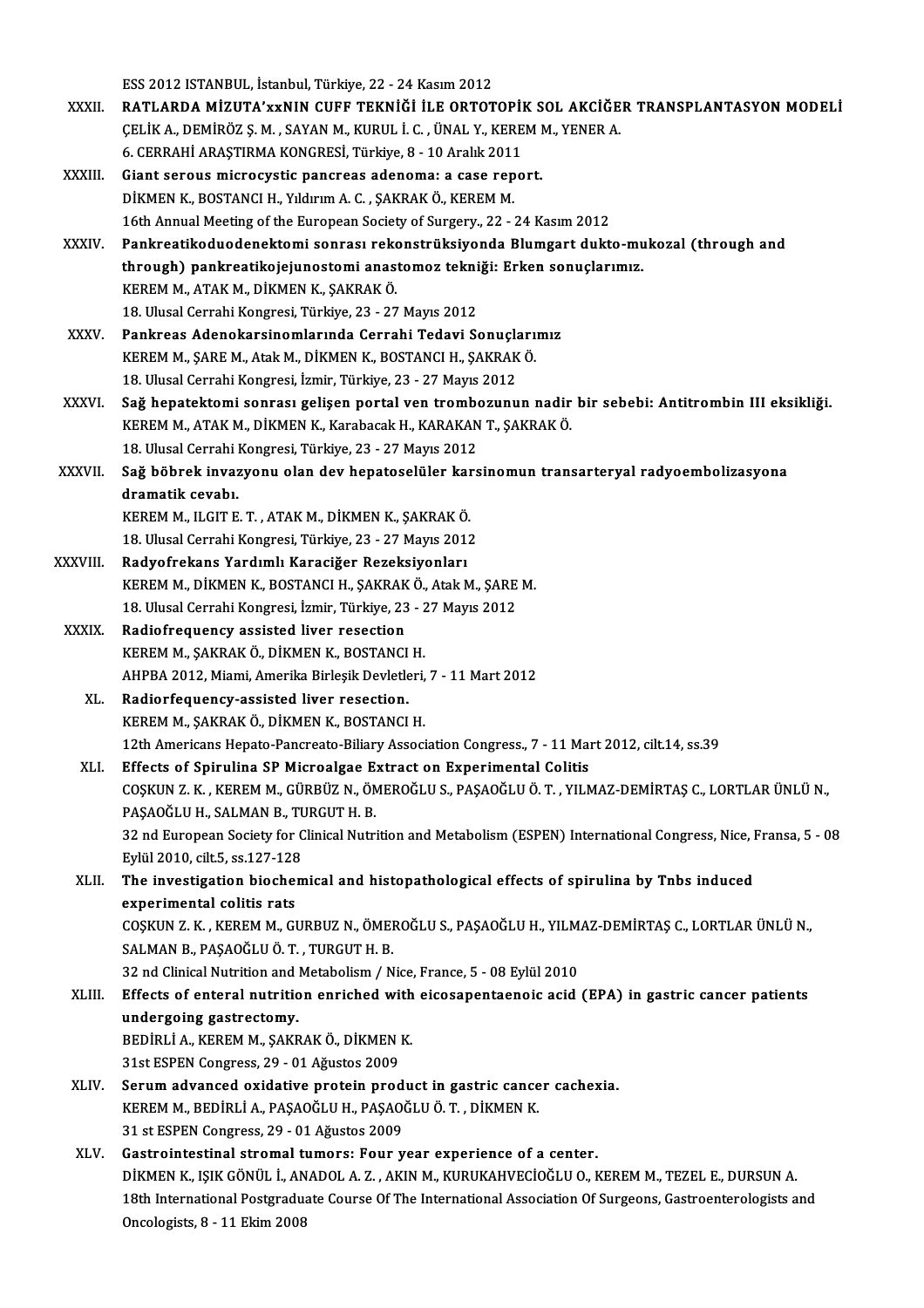ESS 2012 ISTANBUL, İstanbul, Türkiye, 22 - 24 Kasım 2012

XXXII. **RATLARDA MİZUTA'xxNIN CUFF TEKNİĞİ İLE ORTOTOPİK SOL AKCİĞER TRANSPLANTASYON MODELİ**
ÇELİK A., DEMİRÖZ Ş. M. , SAYAN M., KURUL İ. C. , ÜNAL Y., KEREM M., YENER A.
6. CERRAHİ ARAŞTIRMA KONGRESİ, Türkiye, 8 - 10 Aralık 2011

XXXIII. **Giant serous microcystic pancreas adenoma: a case report.**
DİKMEN K., BOSTANCI H., Yıldırım A. C. , ŞAKRAK Ö., KEREM M.
16th Annual Meeting of the European Society of Surgery., 22 - 24 Kasım 2012

XXXIV. **Pankreatikoduodenektomi sonrası rekonstrüksiyonda Blumgart dukto-mukozal (through and through) pankreatikojejunostomi anastomoz tekniği: Erken sonuçlarımız.**
KEREM M., ATAK M., DİKMEN K., ŞAKRAK Ö.
18. Ulusal Cerrahi Kongresi, Türkiye, 23 - 27 Mayıs 2012

XXXV. **Pankreas Adenokarsinomlarında Cerrahi Tedavi Sonuçlarımız**
KEREM M., ŞARE M., Atak M., DİKMEN K., BOSTANCI H., ŞAKRAK Ö.
18. Ulusal Cerrahi Kongresi, İzmir, Türkiye, 23 - 27 Mayıs 2012

XXXVI. **Sağ hepatektomi sonrası gelişen portal ven trombozunun nadir bir sebebi: Antitrombin III eksikliği.**
KEREM M., ATAK M., DİKMEN K., Karabacak H., KARAKAN T., ŞAKRAK Ö.
18. Ulusal Cerrahi Kongresi, Türkiye, 23 - 27 Mayıs 2012

XXXVII. **Sağ böbrek invazyonu olan dev hepatoselüler karsinomun transarteryal radyoembolizasyona dramatik cevabı.**
KEREM M., ILGIT E. T. , ATAK M., DİKMEN K., ŞAKRAK Ö.
18. Ulusal Cerrahi Kongresi, Türkiye, 23 - 27 Mayıs 2012

XXXVIII. **Radyofrekans Yardımlı Karaciğer Rezeksiyonları**
KEREM M., DİKMEN K., BOSTANCI H., ŞAKRAK Ö., Atak M., ŞARE M.
18. Ulusal Cerrahi Kongresi, İzmir, Türkiye, 23 - 27 Mayıs 2012

XXXIX. **Radiofrequency assisted liver resection**
KEREM M., ŞAKRAK Ö., DİKMEN K., BOSTANCI H.
AHPBA 2012, Miami, Amerika Birleşik Devletleri, 7 - 11 Mart 2012

XL. **Radiorfequency-assisted liver resection.**
KEREM M., ŞAKRAK Ö., DİKMEN K., BOSTANCI H.
12th Americans Hepato-Pancreato-Biliary Association Congress., 7 - 11 Mart 2012, cilt.14, ss.39

XLI. **Effects of Spirulina SP Microalgae Extract on Experimental Colitis**
COŞKUN Z. K. , KEREM M., GÜRBÜZ N., ÖMEROĞLU S., PAŞAOĞLU Ö. T. , YILMAZ-DEMİRTAŞ C., LORTLAR ÜNLÜ N., PAŞAOĞLU H., SALMAN B., TURGUT H. B.
32 nd European Society for Clinical Nutrition and Metabolism (ESPEN) International Congress, Nice, Fransa, 5 - 08 Eylül 2010, cilt.5, ss.127-128

XLII. **The investigation biochemical and histopathological effects of spirulina by Tnbs induced experimental colitis rats**
COŞKUN Z. K. , KEREM M., GURBUZ N., ÖMEROĞLU S., PAŞAOĞLU H., YILMAZ-DEMİRTAŞ C., LORTLAR ÜNLÜ N., SALMAN B., PAŞAOĞLU Ö. T. , TURGUT H. B.
32 nd Clinical Nutrition and Metabolism / Nice, France, 5 - 08 Eylül 2010

XLIII. **Effects of enteral nutrition enriched with eicosapentaenoic acid (EPA) in gastric cancer patients undergoing gastrectomy.**
BEDİRLİ A., KEREM M., ŞAKRAK Ö., DİKMEN K.
31st ESPEN Congress, 29 - 01 Ağustos 2009

XLIV. **Serum advanced oxidative protein product in gastric cancer cachexia.**
KEREM M., BEDİRLİ A., PAŞAOĞLU H., PAŞAOĞLU Ö. T. , DİKMEN K.
31 st ESPEN Congress, 29 - 01 Ağustos 2009

XLV. **Gastrointestinal stromal tumors: Four year experience of a center.**
DİKMEN K., IŞIK GÖNÜL İ., ANADOL A. Z. , AKIN M., KURUKAHVECİOĞLU O., KEREM M., TEZEL E., DURSUN A.
18th International Postgraduate Course Of The International Association Of Surgeons, Gastroenterologists and Oncologists, 8 - 11 Ekim 2008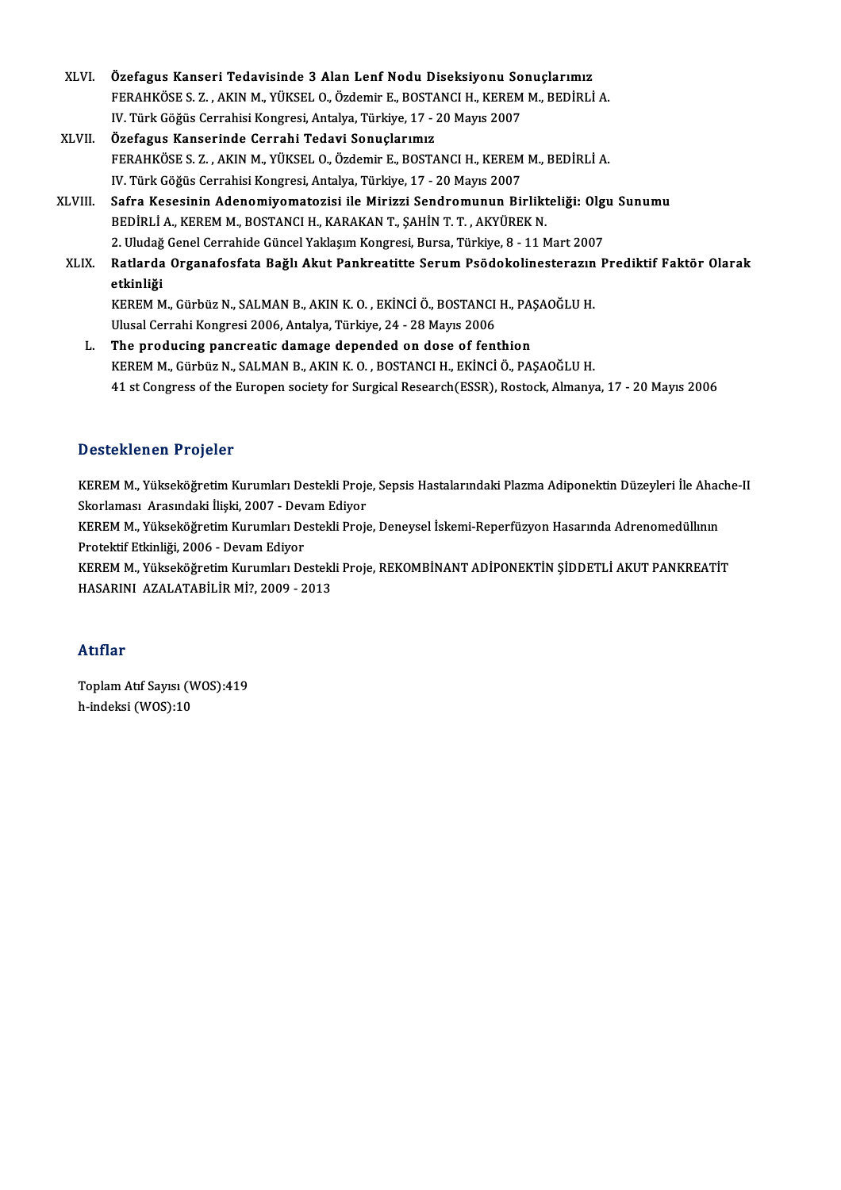XLVI. **Özefagus Kanseri Tedavisinde 3 Alan Lenf Nodu Diseksiyonu Sonuçlarımız**
FERAHKÖSE S. Z. , AKIN M., YÜKSEL O., Özdemir E., BOSTANCI H., KEREM M., BEDİRLİ A.
IV. Türk Göğüs Cerrahisi Kongresi, Antalya, Türkiye, 17 - 20 Mayıs 2007

XLVII. **Özefagus Kanserinde Cerrahi Tedavi Sonuçlarımız**
FERAHKÖSE S. Z. , AKIN M., YÜKSEL O., Özdemir E., BOSTANCI H., KEREM M., BEDİRLİ A.
IV. Türk Göğüs Cerrahisi Kongresi, Antalya, Türkiye, 17 - 20 Mayıs 2007

XLVIII. **Safra Kesesinin Adenomiyomatozisi ile Mirizzi Sendromunun Birlikteliği: Olgu Sunumu**
BEDİRLİ A., KEREM M., BOSTANCI H., KARAKAN T., ŞAHİN T. T. , AKYÜREK N.
2. Uludağ Genel Cerrahide Güncel Yaklaşım Kongresi, Bursa, Türkiye, 8 - 11 Mart 2007

XLIX. **Ratlarda Organafosfata Bağlı Akut Pankreatitte Serum Psödokolinesterazın Prediktif Faktör Olarak etkinliği**
KEREM M., Gürbüz N., SALMAN B., AKIN K. O. , EKİNCİ Ö., BOSTANCI H., PAŞAOĞLU H.
Ulusal Cerrahi Kongresi 2006, Antalya, Türkiye, 24 - 28 Mayıs 2006

L. **The producing pancreatic damage depended on dose of fenthion**
KEREM M., Gürbüz N., SALMAN B., AKIN K. O. , BOSTANCI H., EKİNCİ Ö., PAŞAOĞLU H.
41 st Congress of the Europen society for Surgical Research(ESSR), Rostock, Almanya, 17 - 20 Mayıs 2006

## Desteklenen Projeler

KEREM M., Yükseköğretim Kurumları Destekli Proje, Sepsis Hastalarındaki Plazma Adiponektin Düzeyleri İle Ahache-II Skorlaması Arasındaki İlişki, 2007 - Devam Ediyor

KEREM M., Yükseköğretim Kurumları Destekli Proje, Deneysel İskemi-Reperfüzyon Hasarında Adrenomedüllının Protektif Etkinliği, 2006 - Devam Ediyor

KEREM M., Yükseköğretim Kurumları Destekli Proje, REKOMBİNANT ADİPONEKTİN ŞİDDETLİ AKUT PANKREATİT HASARINI AZALATABİLİR Mİ?, 2009 - 2013

## Atıflar

Toplam Atıf Sayısı (WOS):419
h-indeksi (WOS):10